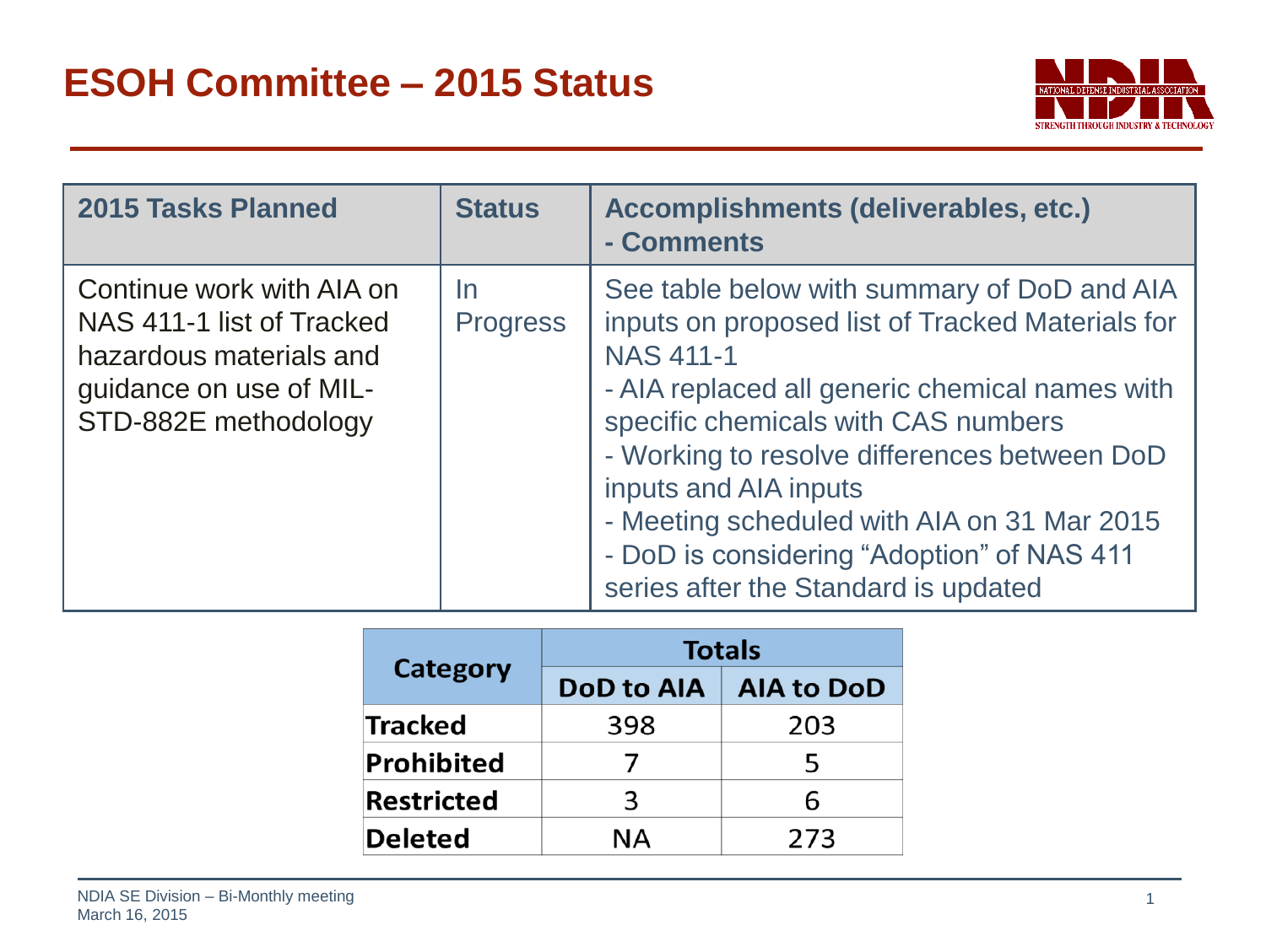# ESOH Committee – 2015 Status

| 2015 Tasks Planned | Status | Accomplishments (deliverables, etc.) - Comments |
|---|---|---|
| Continue work with AIA on NAS 411-1 list of Tracked hazardous materials and guidance on use of MIL-STD-882E methodology | In Progress | See table below with summary of DoD and AIA inputs on proposed list of Tracked Materials for NAS 411-1<br>- AIA replaced all generic chemical names with specific chemicals with CAS numbers<br>- Working to resolve differences between DoD inputs and AIA inputs<br>- Meeting scheduled with AIA on 31 Mar 2015<br>- DoD is considering "Adoption" of NAS 411 series after the Standard is updated |

| Category | Totals | |
|---|---|---|
| | DoD to AIA | AIA to DoD |
| **Tracked** | 398 | 203 |
| **Prohibited** | 7 | 5 |
| **Restricted** | 3 | 6 |
| **Deleted** | NA | 273 |

NDIA SE Division – Bi-Monthly meeting
March 16, 2015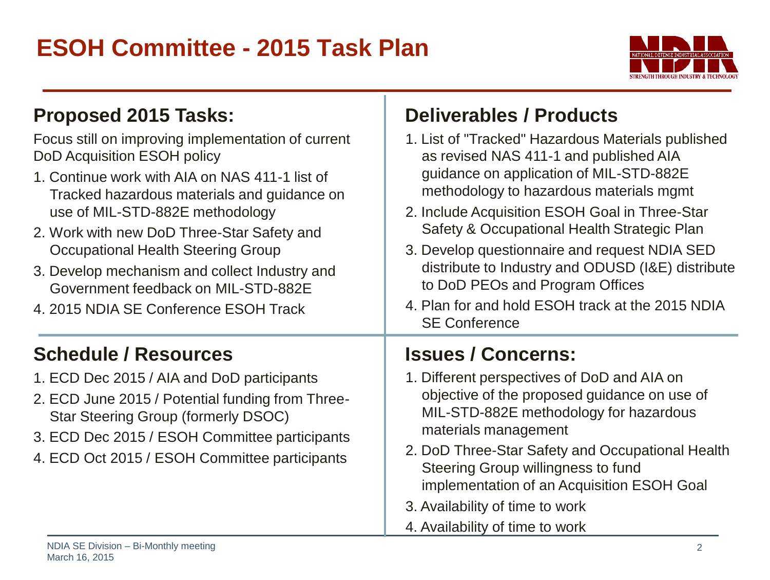# ESOH Committee - 2015 Task Plan

## Proposed 2015 Tasks:

Focus still on improving implementation of current DoD Acquisition ESOH policy

1. Continue work with AIA on NAS 411-1 list of Tracked hazardous materials and guidance on use of MIL-STD-882E methodology
2. Work with new DoD Three-Star Safety and Occupational Health Steering Group
3. Develop mechanism and collect Industry and Government feedback on MIL-STD-882E
4. 2015 NDIA SE Conference ESOH Track

## Deliverables / Products

1. List of "Tracked" Hazardous Materials published as revised NAS 411-1 and published AIA guidance on application of MIL-STD-882E methodology to hazardous materials mgmt
2. Include Acquisition ESOH Goal in Three-Star Safety & Occupational Health Strategic Plan
3. Develop questionnaire and request NDIA SED distribute to Industry and ODUSD (I&E) distribute to DoD PEOs and Program Offices
4. Plan for and hold ESOH track at the 2015 NDIA SE Conference

## Schedule / Resources

1. ECD Dec 2015 / AIA and DoD participants
2. ECD June 2015 / Potential funding from Three-Star Steering Group (formerly DSOC)
3. ECD Dec 2015 / ESOH Committee participants
4. ECD Oct 2015 / ESOH Committee participants

## Issues / Concerns:

1. Different perspectives of DoD and AIA on objective of the proposed guidance on use of MIL-STD-882E methodology for hazardous materials management
2. DoD Three-Star Safety and Occupational Health Steering Group willingness to fund implementation of an Acquisition ESOH Goal
3. Availability of time to work
4. Availability of time to work

NDIA SE Division – Bi-Monthly meeting
March 16, 2015